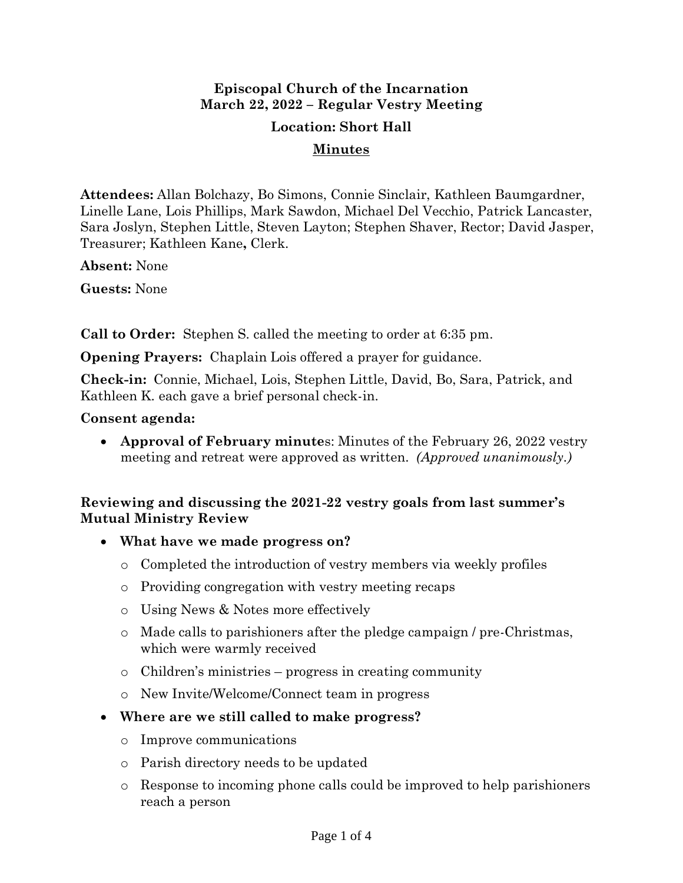**Episcopal Church of the Incarnation**
**March 22, 2022 – Regular Vestry Meeting**

**Location: Short Hall**

**Minutes**

**Attendees:** Allan Bolchazy, Bo Simons, Connie Sinclair, Kathleen Baumgardner, Linelle Lane, Lois Phillips, Mark Sawdon, Michael Del Vecchio, Patrick Lancaster, Sara Joslyn, Stephen Little, Steven Layton; Stephen Shaver, Rector; David Jasper, Treasurer; Kathleen Kane**,** Clerk.

**Absent:** None

**Guests:** None

**Call to Order:** Stephen S. called the meeting to order at 6:35 pm.

**Opening Prayers:** Chaplain Lois offered a prayer for guidance.

**Check-in:** Connie, Michael, Lois, Stephen Little, David, Bo, Sara, Patrick, and Kathleen K. each gave a brief personal check-in.

**Consent agenda:**

- **Approval of February minute**s: Minutes of the February 26, 2022 vestry meeting and retreat were approved as written. *(Approved unanimously.)*

**Reviewing and discussing the 2021-22 vestry goals from last summer's Mutual Ministry Review**

- **What have we made progress on?**
  - Completed the introduction of vestry members via weekly profiles
  - Providing congregation with vestry meeting recaps
  - Using News & Notes more effectively
  - Made calls to parishioners after the pledge campaign / pre-Christmas, which were warmly received
  - Children's ministries – progress in creating community
  - New Invite/Welcome/Connect team in progress
- **Where are we still called to make progress?**
  - Improve communications
  - Parish directory needs to be updated
  - Response to incoming phone calls could be improved to help parishioners reach a person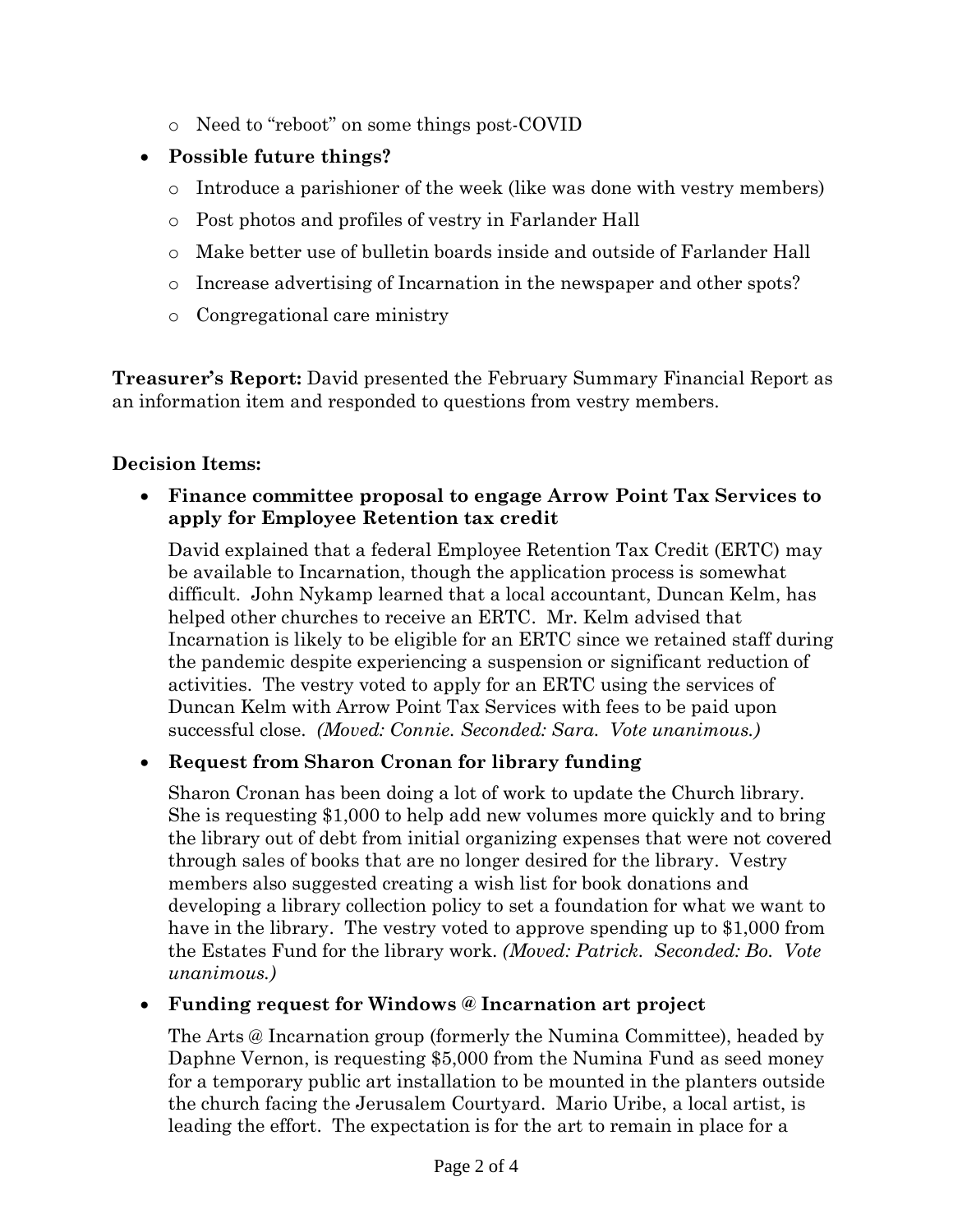- Need to "reboot" on some things post-COVID
- **Possible future things?**
  - Introduce a parishioner of the week (like was done with vestry members)
  - Post photos and profiles of vestry in Farlander Hall
  - Make better use of bulletin boards inside and outside of Farlander Hall
  - Increase advertising of Incarnation in the newspaper and other spots?
  - Congregational care ministry

**Treasurer's Report:** David presented the February Summary Financial Report as an information item and responded to questions from vestry members.

**Decision Items:**

- **Finance committee proposal to engage Arrow Point Tax Services to apply for Employee Retention tax credit**

  David explained that a federal Employee Retention Tax Credit (ERTC) may be available to Incarnation, though the application process is somewhat difficult. John Nykamp learned that a local accountant, Duncan Kelm, has helped other churches to receive an ERTC. Mr. Kelm advised that Incarnation is likely to be eligible for an ERTC since we retained staff during the pandemic despite experiencing a suspension or significant reduction of activities. The vestry voted to apply for an ERTC using the services of Duncan Kelm with Arrow Point Tax Services with fees to be paid upon successful close. *(Moved: Connie. Seconded: Sara. Vote unanimous.)*

- **Request from Sharon Cronan for library funding**

  Sharon Cronan has been doing a lot of work to update the Church library. She is requesting $1,000 to help add new volumes more quickly and to bring the library out of debt from initial organizing expenses that were not covered through sales of books that are no longer desired for the library. Vestry members also suggested creating a wish list for book donations and developing a library collection policy to set a foundation for what we want to have in the library. The vestry voted to approve spending up to $1,000 from the Estates Fund for the library work. *(Moved: Patrick. Seconded: Bo. Vote unanimous.)*

- **Funding request for Windows @ Incarnation art project**

  The Arts @ Incarnation group (formerly the Numina Committee), headed by Daphne Vernon, is requesting $5,000 from the Numina Fund as seed money for a temporary public art installation to be mounted in the planters outside the church facing the Jerusalem Courtyard. Mario Uribe, a local artist, is leading the effort. The expectation is for the art to remain in place for a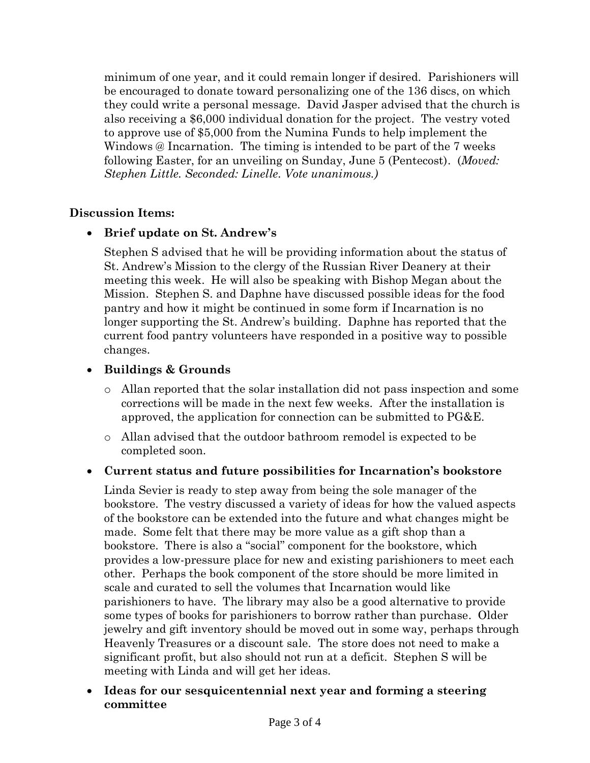minimum of one year, and it could remain longer if desired. Parishioners will be encouraged to donate toward personalizing one of the 136 discs, on which they could write a personal message. David Jasper advised that the church is also receiving a $6,000 individual donation for the project. The vestry voted to approve use of $5,000 from the Numina Funds to help implement the Windows @ Incarnation. The timing is intended to be part of the 7 weeks following Easter, for an unveiling on Sunday, June 5 (Pentecost). (*Moved: Stephen Little. Seconded: Linelle. Vote unanimous.)*

**Discussion Items:**

- **Brief update on St. Andrew's**

  Stephen S advised that he will be providing information about the status of St. Andrew's Mission to the clergy of the Russian River Deanery at their meeting this week. He will also be speaking with Bishop Megan about the Mission. Stephen S. and Daphne have discussed possible ideas for the food pantry and how it might be continued in some form if Incarnation is no longer supporting the St. Andrew's building. Daphne has reported that the current food pantry volunteers have responded in a positive way to possible changes.

- **Buildings & Grounds**
  - Allan reported that the solar installation did not pass inspection and some corrections will be made in the next few weeks. After the installation is approved, the application for connection can be submitted to PG&E.
  - Allan advised that the outdoor bathroom remodel is expected to be completed soon.

- **Current status and future possibilities for Incarnation's bookstore**

  Linda Sevier is ready to step away from being the sole manager of the bookstore. The vestry discussed a variety of ideas for how the valued aspects of the bookstore can be extended into the future and what changes might be made. Some felt that there may be more value as a gift shop than a bookstore. There is also a "social" component for the bookstore, which provides a low-pressure place for new and existing parishioners to meet each other. Perhaps the book component of the store should be more limited in scale and curated to sell the volumes that Incarnation would like parishioners to have. The library may also be a good alternative to provide some types of books for parishioners to borrow rather than purchase. Older jewelry and gift inventory should be moved out in some way, perhaps through Heavenly Treasures or a discount sale. The store does not need to make a significant profit, but also should not run at a deficit. Stephen S will be meeting with Linda and will get her ideas.

- **Ideas for our sesquicentennial next year and forming a steering committee**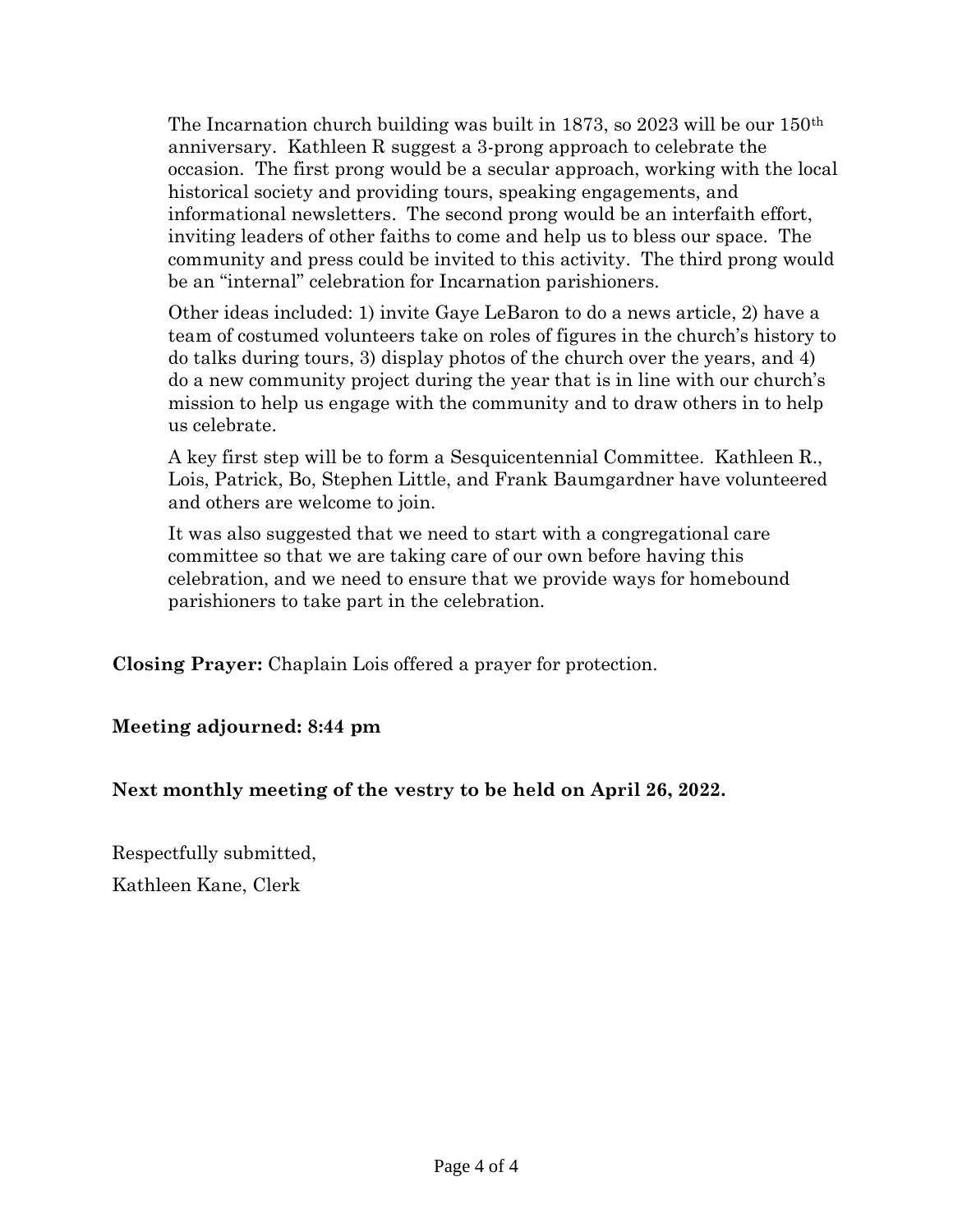The Incarnation church building was built in 1873, so 2023 will be our 150th anniversary. Kathleen R suggest a 3-prong approach to celebrate the occasion. The first prong would be a secular approach, working with the local historical society and providing tours, speaking engagements, and informational newsletters. The second prong would be an interfaith effort, inviting leaders of other faiths to come and help us to bless our space. The community and press could be invited to this activity. The third prong would be an "internal" celebration for Incarnation parishioners.

Other ideas included: 1) invite Gaye LeBaron to do a news article, 2) have a team of costumed volunteers take on roles of figures in the church's history to do talks during tours, 3) display photos of the church over the years, and 4) do a new community project during the year that is in line with our church's mission to help us engage with the community and to draw others in to help us celebrate.

A key first step will be to form a Sesquicentennial Committee. Kathleen R., Lois, Patrick, Bo, Stephen Little, and Frank Baumgardner have volunteered and others are welcome to join.

It was also suggested that we need to start with a congregational care committee so that we are taking care of our own before having this celebration, and we need to ensure that we provide ways for homebound parishioners to take part in the celebration.

**Closing Prayer:** Chaplain Lois offered a prayer for protection.

**Meeting adjourned: 8:44 pm**

**Next monthly meeting of the vestry to be held on April 26, 2022.**

Respectfully submitted,

Kathleen Kane, Clerk